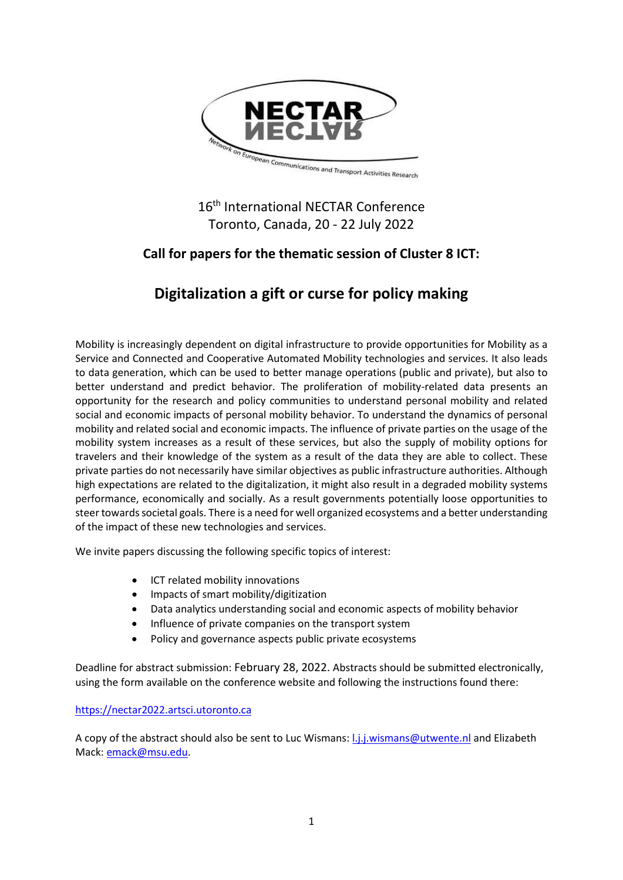NECTAR

Network on European Communications and Transport Activities Research

16th International NECTAR Conference
Toronto, Canada, 20 - 22 July 2022

**Call for papers for the thematic session of Cluster 8 ICT:**

# Digitalization a gift or curse for policy making

Mobility is increasingly dependent on digital infrastructure to provide opportunities for Mobility as a Service and Connected and Cooperative Automated Mobility technologies and services. It also leads to data generation, which can be used to better manage operations (public and private), but also to better understand and predict behavior. The proliferation of mobility-related data presents an opportunity for the research and policy communities to understand personal mobility and related social and economic impacts of personal mobility behavior. To understand the dynamics of personal mobility and related social and economic impacts. The influence of private parties on the usage of the mobility system increases as a result of these services, but also the supply of mobility options for travelers and their knowledge of the system as a result of the data they are able to collect. These private parties do not necessarily have similar objectives as public infrastructure authorities. Although high expectations are related to the digitalization, it might also result in a degraded mobility systems performance, economically and socially. As a result governments potentially loose opportunities to steer towards societal goals. There is a need for well organized ecosystems and a better understanding of the impact of these new technologies and services.

We invite papers discussing the following specific topics of interest:

- ICT related mobility innovations
- Impacts of smart mobility/digitization
- Data analytics understanding social and economic aspects of mobility behavior
- Influence of private companies on the transport system
- Policy and governance aspects public private ecosystems

Deadline for abstract submission: February 28, 2022. Abstracts should be submitted electronically, using the form available on the conference website and following the instructions found there:

https://nectar2022.artsci.utoronto.ca

A copy of the abstract should also be sent to Luc Wismans: l.j.j.wismans@utwente.nl and Elizabeth Mack: emack@msu.edu.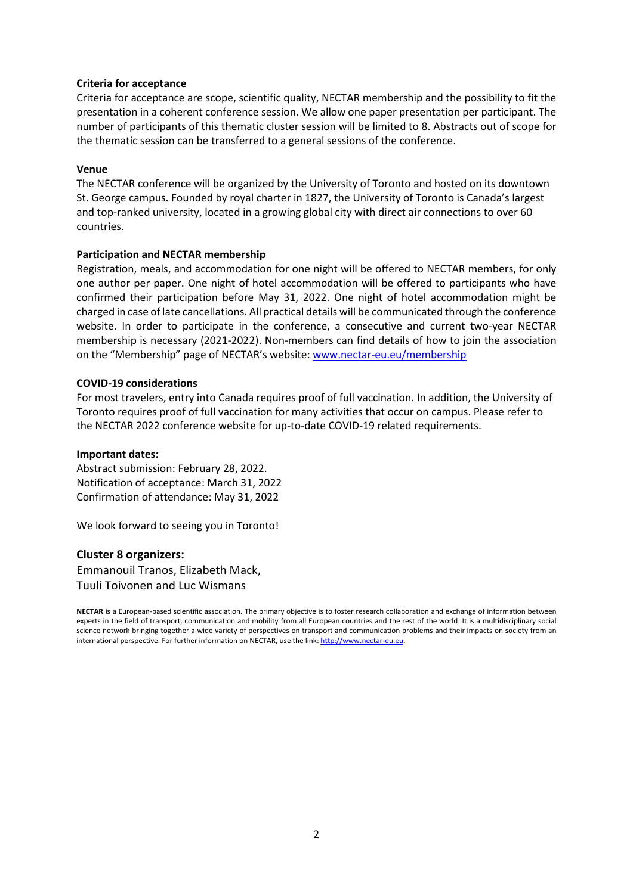**Criteria for acceptance**

Criteria for acceptance are scope, scientific quality, NECTAR membership and the possibility to fit the presentation in a coherent conference session. We allow one paper presentation per participant. The number of participants of this thematic cluster session will be limited to 8. Abstracts out of scope for the thematic session can be transferred to a general sessions of the conference.

**Venue**

The NECTAR conference will be organized by the University of Toronto and hosted on its downtown St. George campus. Founded by royal charter in 1827, the University of Toronto is Canada's largest and top-ranked university, located in a growing global city with direct air connections to over 60 countries.

**Participation and NECTAR membership**

Registration, meals, and accommodation for one night will be offered to NECTAR members, for only one author per paper. One night of hotel accommodation will be offered to participants who have confirmed their participation before May 31, 2022. One night of hotel accommodation might be charged in case of late cancellations. All practical details will be communicated through the conference website. In order to participate in the conference, a consecutive and current two-year NECTAR membership is necessary (2021-2022). Non-members can find details of how to join the association on the "Membership" page of NECTAR's website: [www.nectar-eu.eu/membership](http://www.nectar-eu.eu/membership)

**COVID-19 considerations**

For most travelers, entry into Canada requires proof of full vaccination. In addition, the University of Toronto requires proof of full vaccination for many activities that occur on campus. Please refer to the NECTAR 2022 conference website for up-to-date COVID-19 related requirements.

**Important dates:**

Abstract submission: February 28, 2022.
Notification of acceptance: March 31, 2022
Confirmation of attendance: May 31, 2022

We look forward to seeing you in Toronto!

**Cluster 8 organizers:**

Emmanouil Tranos, Elizabeth Mack,
Tuuli Toivonen and Luc Wismans

**NECTAR** is a European-based scientific association. The primary objective is to foster research collaboration and exchange of information between experts in the field of transport, communication and mobility from all European countries and the rest of the world. It is a multidisciplinary social science network bringing together a wide variety of perspectives on transport and communication problems and their impacts on society from an international perspective. For further information on NECTAR, use the link: [http://www.nectar-eu.eu](http://www.nectar-eu.eu).